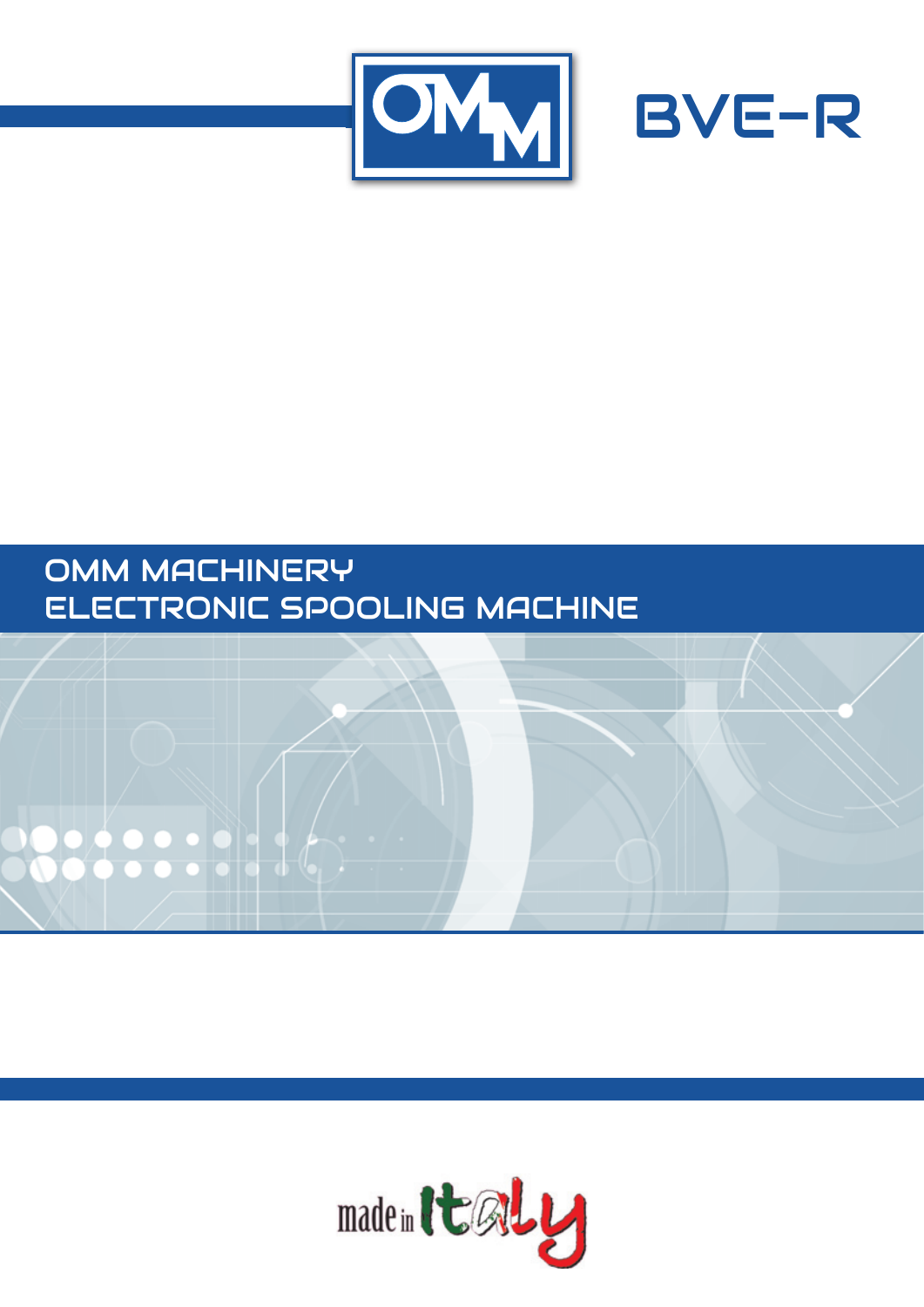OMM

# BVE-R

## OMM MACHINERY
## ELECTRONIC SPOOLING MACHINE

made in Italy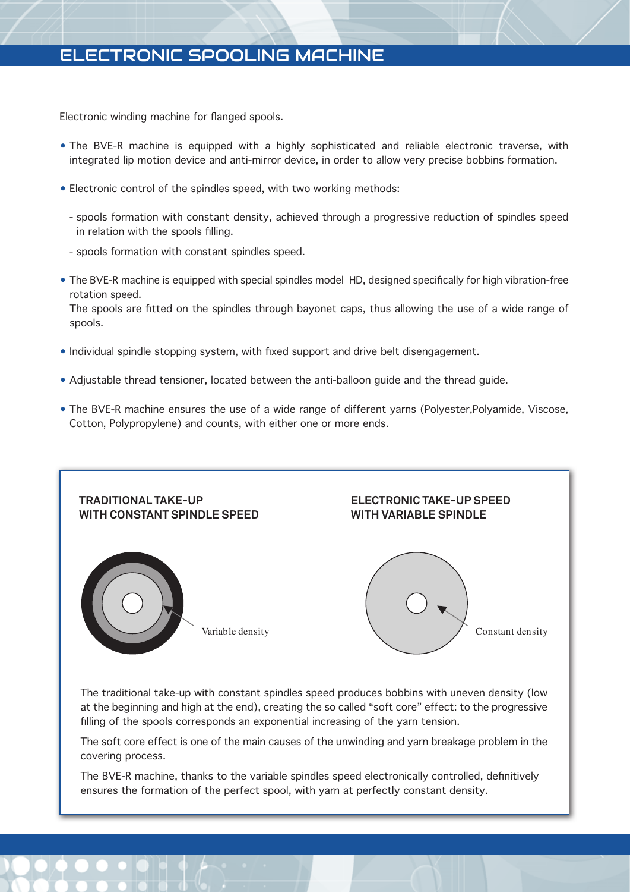# ELECTRONIC SPOOLING MACHINE

Electronic winding machine for flanged spools.

- The BVE-R machine is equipped with a highly sophisticated and reliable electronic traverse, with integrated lip motion device and anti-mirror device, in order to allow very precise bobbins formation.
- Electronic control of the spindles speed, with two working methods:
  - spools formation with constant density, achieved through a progressive reduction of spindles speed in relation with the spools filling.
  - spools formation with constant spindles speed.
- The BVE-R machine is equipped with special spindles model HD, designed specifically for high vibration-free rotation speed.
  The spools are fitted on the spindles through bayonet caps, thus allowing the use of a wide range of spools.
- Individual spindle stopping system, with fixed support and drive belt disengagement.
- Adjustable thread tensioner, located between the anti-balloon guide and the thread guide.
- The BVE-R machine ensures the use of a wide range of different yarns (Polyester,Polyamide, Viscose, Cotton, Polypropylene) and counts, with either one or more ends.

**TRADITIONAL TAKE-UP WITH CONSTANT SPINDLE SPEED**

Variable density

**ELECTRONIC TAKE-UP SPEED WITH VARIABLE SPINDLE**

Constant density

The traditional take-up with constant spindles speed produces bobbins with uneven density (low at the beginning and high at the end), creating the so called “soft core” effect: to the progressive filling of the spools corresponds an exponential increasing of the yarn tension.

The soft core effect is one of the main causes of the unwinding and yarn breakage problem in the covering process.

The BVE-R machine, thanks to the variable spindles speed electronically controlled, definitively ensures the formation of the perfect spool, with yarn at perfectly constant density.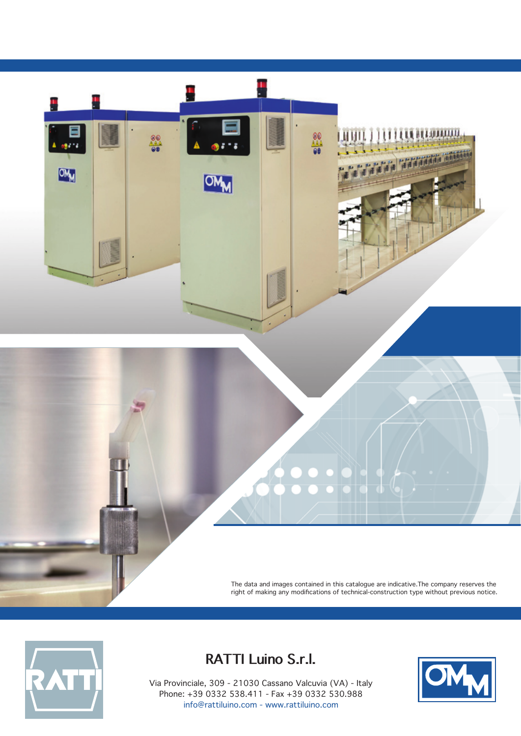The data and images contained in this catalogue are indicative.The company reserves the right of making any modifications of technical-construction type without previous notice.

## RATTI Luino S.r.l.

Via Provinciale, 309 - 21030 Cassano Valcuvia (VA) - Italy
Phone: +39 0332 538.411 - Fax +39 0332 530.988
info@rattiluino.com - www.rattiluino.com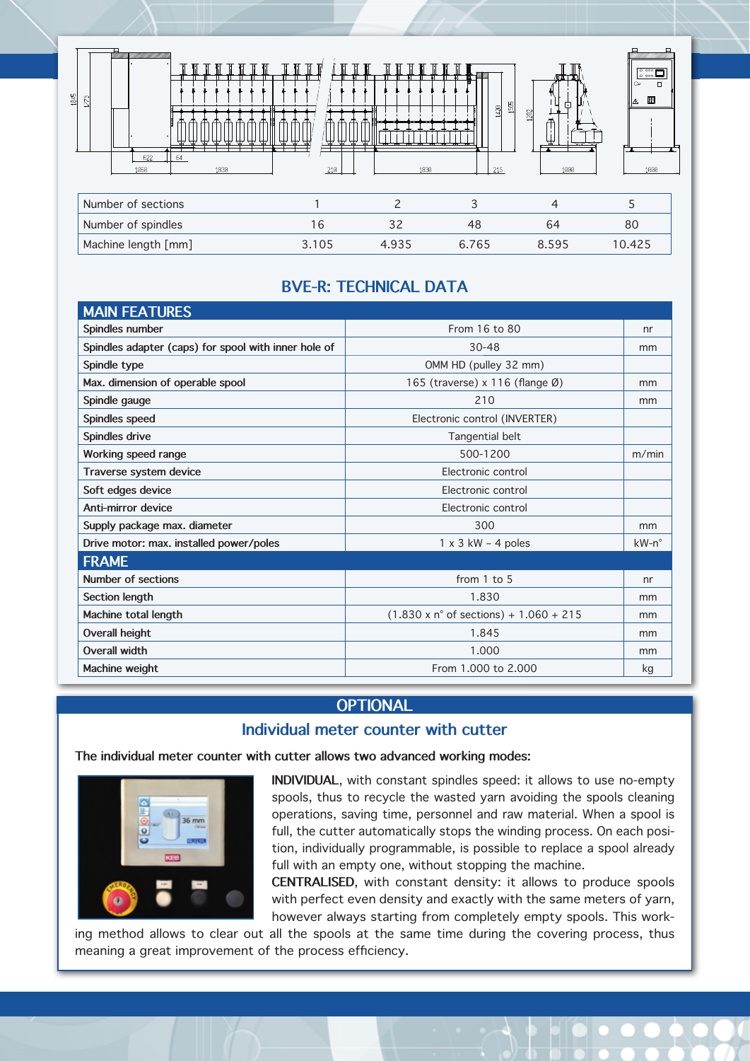| | | | | | |
|---|---|---|---|---|---|
| Number of sections | 1 | 2 | 3 | 4 | 5 |
| Number of spindles | 16 | 32 | 48 | 64 | 80 |
| Machine length [mm] | 3.105 | 4.935 | 6.765 | 8.595 | 10.425 |

## BVE-R: TECHNICAL DATA

| MAIN FEATURES | | |
|---|---|---|
| Spindles number | From 16 to 80 | nr |
| Spindles adapter (caps) for spool with inner hole of | 30-48 | mm |
| Spindle type | OMM HD (pulley 32 mm) | |
| Max. dimension of operable spool | 165 (traverse) x 116 (flange Ø) | mm |
| Spindle gauge | 210 | mm |
| Spindles speed | Electronic control (INVERTER) | |
| Spindles drive | Tangential belt | |
| Working speed range | 500-1200 | m/min |
| Traverse system device | Electronic control | |
| Soft edges device | Electronic control | |
| Anti-mirror device | Electronic control | |
| Supply package max. diameter | 300 | mm |
| Drive motor: max. installed power/poles | 1 x 3 kW – 4 poles | kW-n° |
| **FRAME** | | |
| Number of sections | from 1 to 5 | nr |
| Section length | 1.830 | mm |
| Machine total length | (1.830 x n° of sections) + 1.060 + 215 | mm |
| Overall height | 1.845 | mm |
| Overall width | 1.000 | mm |
| Machine weight | From 1.000 to 2.000 | kg |

## OPTIONAL

### Individual meter counter with cutter

**The individual meter counter with cutter allows two advanced working modes:**

**INDIVIDUAL**, with constant spindles speed: it allows to use no-empty spools, thus to recycle the wasted yarn avoiding the spools cleaning operations, saving time, personnel and raw material. When a spool is full, the cutter automatically stops the winding process. On each position, individually programmable, is possible to replace a spool already full with an empty one, without stopping the machine.

**CENTRALISED**, with constant density: it allows to produce spools with perfect even density and exactly with the same meters of yarn, however always starting from completely empty spools. This working method allows to clear out all the spools at the same time during the covering process, thus meaning a great improvement of the process efficiency.